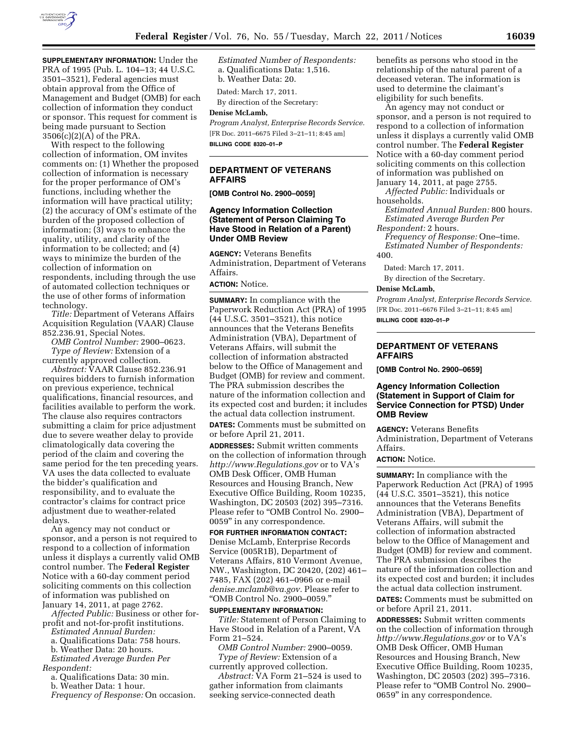**SUPPLEMENTARY INFORMATION:** Under the PRA of 1995 (Pub. L. 104–13; 44 U.S.C. 3501–3521), Federal agencies must obtain approval from the Office of Management and Budget (OMB) for each collection of information they conduct or sponsor. This request for comment is being made pursuant to Section 3506(c)(2)(A) of the PRA.

With respect to the following collection of information, OM invites comments on: (1) Whether the proposed collection of information is necessary for the proper performance of OM's functions, including whether the information will have practical utility; (2) the accuracy of OM's estimate of the burden of the proposed collection of information; (3) ways to enhance the quality, utility, and clarity of the information to be collected; and (4) ways to minimize the burden of the collection of information on respondents, including through the use of automated collection techniques or the use of other forms of information technology.

*Title:* Department of Veterans Affairs Acquisition Regulation (VAAR) Clause 852.236.91, Special Notes.

*OMB Control Number:* 2900–0623.

*Type of Review:* Extension of a currently approved collection.

*Abstract:* VAAR Clause 852.236.91 requires bidders to furnish information on previous experience, technical qualifications, financial resources, and facilities available to perform the work. The clause also requires contractors submitting a claim for price adjustment due to severe weather delay to provide climatologically data covering the period of the claim and covering the same period for the ten preceding years. VA uses the data collected to evaluate the bidder's qualification and responsibility, and to evaluate the contractor's claims for contract price adjustment due to weather-related delays.

An agency may not conduct or sponsor, and a person is not required to respond to a collection of information unless it displays a currently valid OMB control number. The **Federal Register** Notice with a 60-day comment period soliciting comments on this collection of information was published on January 14, 2011, at page 2762.

*Affected Public:* Business or other for-profit and not-for-profit institutions.

*Estimated Annual Burden:*

a. Qualifications Data: 758 hours.

b. Weather Data: 20 hours.

*Estimated Average Burden Per Respondent:*

a. Qualifications Data: 30 min.

b. Weather Data: 1 hour.

*Frequency of Response:* On occasion.

*Estimated Number of Respondents:*

a. Qualifications Data: 1,516.

b. Weather Data: 20.

Dated: March 17, 2011.

By direction of the Secretary:

**Denise McLamb,**

*Program Analyst, Enterprise Records Service.*

[FR Doc. 2011–6675 Filed 3–21–11; 8:45 am]

**BILLING CODE 8320–01–P**

## DEPARTMENT OF VETERANS AFFAIRS

**[OMB Control No. 2900–0059]**

### Agency Information Collection (Statement of Person Claiming To Have Stood in Relation of a Parent) Under OMB Review

**AGENCY:** Veterans Benefits Administration, Department of Veterans Affairs.

**ACTION:** Notice.

**SUMMARY:** In compliance with the Paperwork Reduction Act (PRA) of 1995 (44 U.S.C. 3501–3521), this notice announces that the Veterans Benefits Administration (VBA), Department of Veterans Affairs, will submit the collection of information abstracted below to the Office of Management and Budget (OMB) for review and comment. The PRA submission describes the nature of the information collection and its expected cost and burden; it includes the actual data collection instrument.

**DATES:** Comments must be submitted on or before April 21, 2011.

**ADDRESSES:** Submit written comments on the collection of information through *http://www.Regulations.gov* or to VA's OMB Desk Officer, OMB Human Resources and Housing Branch, New Executive Office Building, Room 10235, Washington, DC 20503 (202) 395–7316. Please refer to "OMB Control No. 2900–0059" in any correspondence.

**FOR FURTHER INFORMATION CONTACT:** Denise McLamb, Enterprise Records Service (005R1B), Department of Veterans Affairs, 810 Vermont Avenue, NW., Washington, DC 20420, (202) 461–7485, FAX (202) 461–0966 or e-mail *denise.mclamb@va.gov.* Please refer to "OMB Control No. 2900–0059."

**SUPPLEMENTARY INFORMATION:**

*Title:* Statement of Person Claiming to Have Stood in Relation of a Parent, VA Form 21–524.

*OMB Control Number:* 2900–0059.

*Type of Review:* Extension of a currently approved collection.

*Abstract:* VA Form 21–524 is used to gather information from claimants seeking service-connected death benefits as persons who stood in the relationship of the natural parent of a deceased veteran. The information is used to determine the claimant's eligibility for such benefits.

An agency may not conduct or sponsor, and a person is not required to respond to a collection of information unless it displays a currently valid OMB control number. The **Federal Register** Notice with a 60-day comment period soliciting comments on this collection of information was published on January 14, 2011, at page 2755.

*Affected Public:* Individuals or households.

*Estimated Annual Burden:* 800 hours.

*Estimated Average Burden Per Respondent:* 2 hours.

*Frequency of Response:* One–time.

*Estimated Number of Respondents:* 400.

Dated: March 17, 2011.

By direction of the Secretary.

**Denise McLamb,**

*Program Analyst, Enterprise Records Service.*

[FR Doc. 2011–6676 Filed 3–21–11; 8:45 am]

**BILLING CODE 8320–01–P**

## DEPARTMENT OF VETERANS AFFAIRS

**[OMB Control No. 2900–0659]**

### Agency Information Collection (Statement in Support of Claim for Service Connection for PTSD) Under OMB Review

**AGENCY:** Veterans Benefits Administration, Department of Veterans Affairs.

**ACTION:** Notice.

**SUMMARY:** In compliance with the Paperwork Reduction Act (PRA) of 1995 (44 U.S.C. 3501–3521), this notice announces that the Veterans Benefits Administration (VBA), Department of Veterans Affairs, will submit the collection of information abstracted below to the Office of Management and Budget (OMB) for review and comment. The PRA submission describes the nature of the information collection and its expected cost and burden; it includes the actual data collection instrument.

**DATES:** Comments must be submitted on or before April 21, 2011.

**ADDRESSES:** Submit written comments on the collection of information through *http://www.Regulations.gov* or to VA's OMB Desk Officer, OMB Human Resources and Housing Branch, New Executive Office Building, Room 10235, Washington, DC 20503 (202) 395–7316. Please refer to "OMB Control No. 2900–0659" in any correspondence.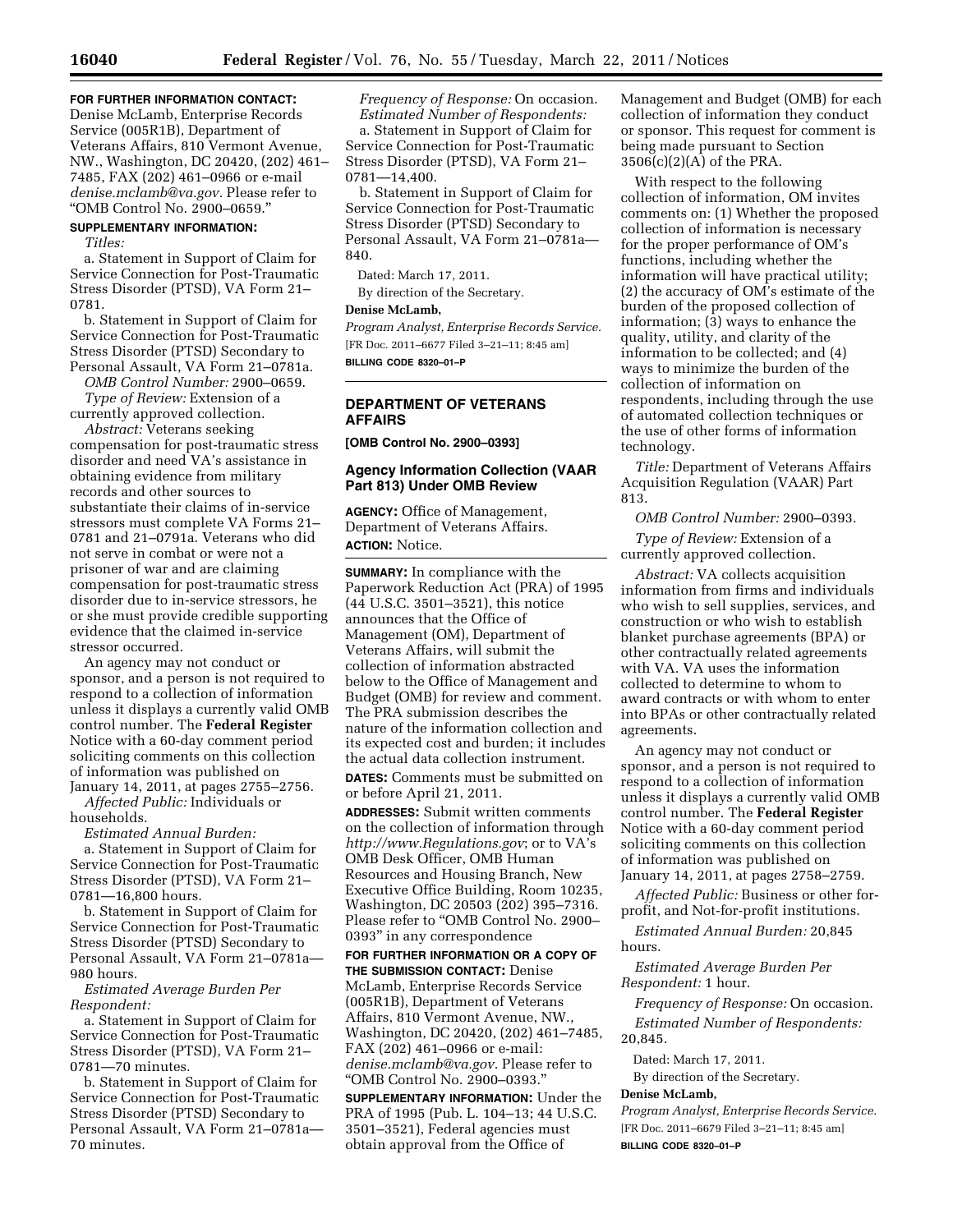**FOR FURTHER INFORMATION CONTACT:** Denise McLamb, Enterprise Records Service (005R1B), Department of Veterans Affairs, 810 Vermont Avenue, NW., Washington, DC 20420, (202) 461–7485, FAX (202) 461–0966 or e-mail *denise.mclamb@va.gov.* Please refer to "OMB Control No. 2900–0659."

**SUPPLEMENTARY INFORMATION:**

*Titles:*

a. Statement in Support of Claim for Service Connection for Post-Traumatic Stress Disorder (PTSD), VA Form 21–0781.

b. Statement in Support of Claim for Service Connection for Post-Traumatic Stress Disorder (PTSD) Secondary to Personal Assault, VA Form 21–0781a.

*OMB Control Number:* 2900–0659.

*Type of Review:* Extension of a currently approved collection.

*Abstract:* Veterans seeking compensation for post-traumatic stress disorder and need VA's assistance in obtaining evidence from military records and other sources to substantiate their claims of in-service stressors must complete VA Forms 21–0781 and 21–0791a. Veterans who did not serve in combat or were not a prisoner of war and are claiming compensation for post-traumatic stress disorder due to in-service stressors, he or she must provide credible supporting evidence that the claimed in-service stressor occurred.

An agency may not conduct or sponsor, and a person is not required to respond to a collection of information unless it displays a currently valid OMB control number. The **Federal Register** Notice with a 60-day comment period soliciting comments on this collection of information was published on January 14, 2011, at pages 2755–2756.

*Affected Public:* Individuals or households.

*Estimated Annual Burden:*

a. Statement in Support of Claim for Service Connection for Post-Traumatic Stress Disorder (PTSD), VA Form 21–0781—16,800 hours.

b. Statement in Support of Claim for Service Connection for Post-Traumatic Stress Disorder (PTSD) Secondary to Personal Assault, VA Form 21–0781a—980 hours.

*Estimated Average Burden Per Respondent:*

a. Statement in Support of Claim for Service Connection for Post-Traumatic Stress Disorder (PTSD), VA Form 21–0781—70 minutes.

b. Statement in Support of Claim for Service Connection for Post-Traumatic Stress Disorder (PTSD) Secondary to Personal Assault, VA Form 21–0781a—70 minutes.

*Frequency of Response:* On occasion.

*Estimated Number of Respondents:*

a. Statement in Support of Claim for Service Connection for Post-Traumatic Stress Disorder (PTSD), VA Form 21–0781—14,400.

b. Statement in Support of Claim for Service Connection for Post-Traumatic Stress Disorder (PTSD) Secondary to Personal Assault, VA Form 21–0781a—840.

Dated: March 17, 2011.

By direction of the Secretary.

**Denise McLamb,**

*Program Analyst, Enterprise Records Service.*

[FR Doc. 2011–6677 Filed 3–21–11; 8:45 am]

**BILLING CODE 8320–01–P**

## DEPARTMENT OF VETERANS AFFAIRS

**[OMB Control No. 2900–0393]**

### Agency Information Collection (VAAR Part 813) Under OMB Review

**AGENCY:** Office of Management, Department of Veterans Affairs.

**ACTION:** Notice.

**SUMMARY:** In compliance with the Paperwork Reduction Act (PRA) of 1995 (44 U.S.C. 3501–3521), this notice announces that the Office of Management (OM), Department of Veterans Affairs, will submit the collection of information abstracted below to the Office of Management and Budget (OMB) for review and comment. The PRA submission describes the nature of the information collection and its expected cost and burden; it includes the actual data collection instrument.

**DATES:** Comments must be submitted on or before April 21, 2011.

**ADDRESSES:** Submit written comments on the collection of information through *http://www.Regulations.gov*; or to VA's OMB Desk Officer, OMB Human Resources and Housing Branch, New Executive Office Building, Room 10235, Washington, DC 20503 (202) 395–7316. Please refer to "OMB Control No. 2900–0393" in any correspondence

**FOR FURTHER INFORMATION OR A COPY OF THE SUBMISSION CONTACT:** Denise McLamb, Enterprise Records Service (005R1B), Department of Veterans Affairs, 810 Vermont Avenue, NW., Washington, DC 20420, (202) 461–7485, FAX (202) 461–0966 or e-mail: *denise.mclamb@va.gov.* Please refer to "OMB Control No. 2900–0393."

**SUPPLEMENTARY INFORMATION:** Under the PRA of 1995 (Pub. L. 104–13; 44 U.S.C. 3501–3521), Federal agencies must obtain approval from the Office of Management and Budget (OMB) for each collection of information they conduct or sponsor. This request for comment is being made pursuant to Section 3506(c)(2)(A) of the PRA.

With respect to the following collection of information, OM invites comments on: (1) Whether the proposed collection of information is necessary for the proper performance of OM's functions, including whether the information will have practical utility; (2) the accuracy of OM's estimate of the burden of the proposed collection of information; (3) ways to enhance the quality, utility, and clarity of the information to be collected; and (4) ways to minimize the burden of the collection of information on respondents, including through the use of automated collection techniques or the use of other forms of information technology.

*Title:* Department of Veterans Affairs Acquisition Regulation (VAAR) Part 813.

*OMB Control Number:* 2900–0393.

*Type of Review:* Extension of a currently approved collection.

*Abstract:* VA collects acquisition information from firms and individuals who wish to sell supplies, services, and construction or who wish to establish blanket purchase agreements (BPA) or other contractually related agreements with VA. VA uses the information collected to determine to whom to award contracts or with whom to enter into BPAs or other contractually related agreements.

An agency may not conduct or sponsor, and a person is not required to respond to a collection of information unless it displays a currently valid OMB control number. The **Federal Register** Notice with a 60-day comment period soliciting comments on this collection of information was published on January 14, 2011, at pages 2758–2759.

*Affected Public:* Business or other for-profit, and Not-for-profit institutions.

*Estimated Annual Burden:* 20,845 hours.

*Estimated Average Burden Per Respondent:* 1 hour.

*Frequency of Response:* On occasion.

*Estimated Number of Respondents:* 20,845.

Dated: March 17, 2011.

By direction of the Secretary.

**Denise McLamb,**

*Program Analyst, Enterprise Records Service.*

[FR Doc. 2011–6679 Filed 3–21–11; 8:45 am]

**BILLING CODE 8320–01–P**